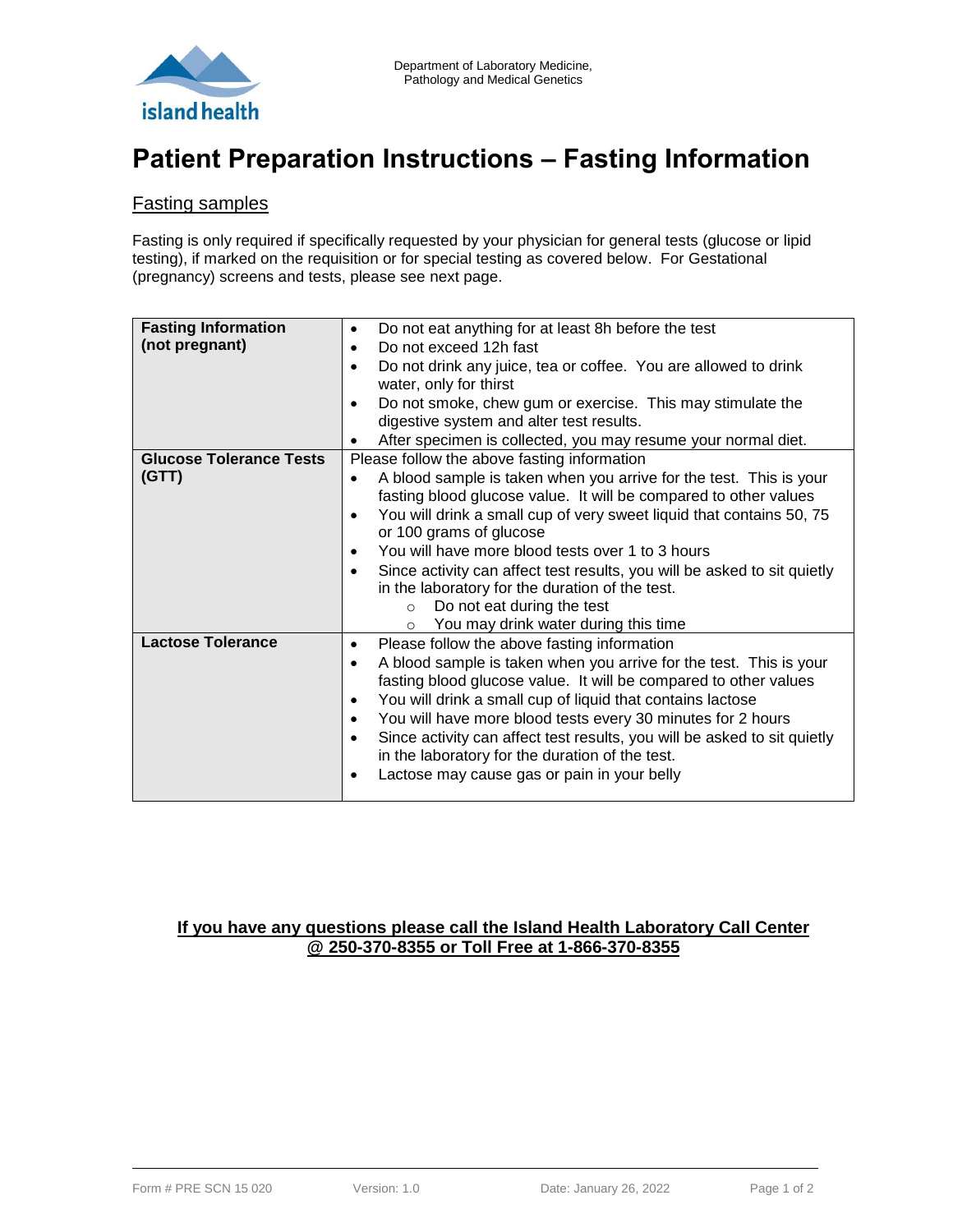Department of Laboratory Medicine, Pathology and Medical Genetics

# Patient Preparation Instructions – Fasting Information

## Fasting samples

Fasting is only required if specifically requested by your physician for general tests (glucose or lipid testing), if marked on the requisition or for special testing as covered below. For Gestational (pregnancy) screens and tests, please see next page.

| | |
|---|---|
| **Fasting Information (not pregnant)** | • Do not eat anything for at least 8h before the test<br>• Do not exceed 12h fast<br>• Do not drink any juice, tea or coffee. You are allowed to drink water, only for thirst<br>• Do not smoke, chew gum or exercise. This may stimulate the digestive system and alter test results.<br>• After specimen is collected, you may resume your normal diet. |
| **Glucose Tolerance Tests (GTT)** | Please follow the above fasting information<br>• A blood sample is taken when you arrive for the test. This is your fasting blood glucose value. It will be compared to other values<br>• You will drink a small cup of very sweet liquid that contains 50, 75 or 100 grams of glucose<br>• You will have more blood tests over 1 to 3 hours<br>• Since activity can affect test results, you will be asked to sit quietly in the laboratory for the duration of the test.<br>  ○ Do not eat during the test<br>  ○ You may drink water during this time |
| **Lactose Tolerance** | • Please follow the above fasting information<br>• A blood sample is taken when you arrive for the test. This is your fasting blood glucose value. It will be compared to other values<br>• You will drink a small cup of liquid that contains lactose<br>• You will have more blood tests every 30 minutes for 2 hours<br>• Since activity can affect test results, you will be asked to sit quietly in the laboratory for the duration of the test.<br>• Lactose may cause gas or pain in your belly |

**If you have any questions please call the Island Health Laboratory Call Center @ 250-370-8355 or Toll Free at 1-866-370-8355**

Form # PRE SCN 15 020 Version: 1.0 Date: January 26, 2022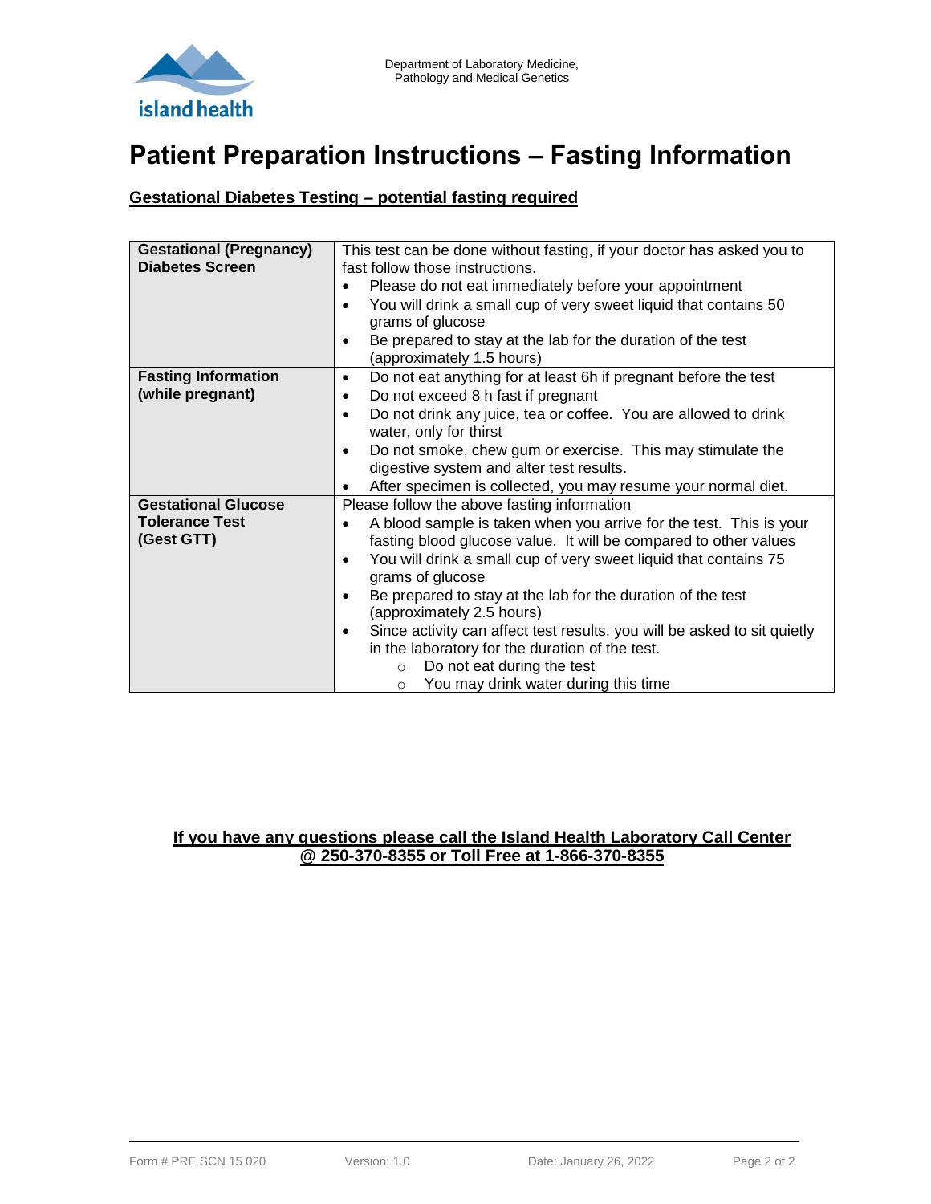Department of Laboratory Medicine, Pathology and Medical Genetics

# Patient Preparation Instructions – Fasting Information

## Gestational Diabetes Testing – potential fasting required

| | |
|---|---|
| **Gestational (Pregnancy) Diabetes Screen** | This test can be done without fasting, if your doctor has asked you to fast follow those instructions.<br>• Please do not eat immediately before your appointment<br>• You will drink a small cup of very sweet liquid that contains 50 grams of glucose<br>• Be prepared to stay at the lab for the duration of the test (approximately 1.5 hours) |
| **Fasting Information (while pregnant)** | • Do not eat anything for at least 6h if pregnant before the test<br>• Do not exceed 8 h fast if pregnant<br>• Do not drink any juice, tea or coffee. You are allowed to drink water, only for thirst<br>• Do not smoke, chew gum or exercise. This may stimulate the digestive system and alter test results.<br>• After specimen is collected, you may resume your normal diet. |
| **Gestational Glucose Tolerance Test (Gest GTT)** | Please follow the above fasting information<br>• A blood sample is taken when you arrive for the test. This is your fasting blood glucose value. It will be compared to other values<br>• You will drink a small cup of very sweet liquid that contains 75 grams of glucose<br>• Be prepared to stay at the lab for the duration of the test (approximately 2.5 hours)<br>• Since activity can affect test results, you will be asked to sit quietly in the laboratory for the duration of the test.<br>&nbsp;&nbsp;&nbsp;&nbsp;○ Do not eat during the test<br>&nbsp;&nbsp;&nbsp;&nbsp;○ You may drink water during this time |

**If you have any questions please call the Island Health Laboratory Call Center @ 250-370-8355 or Toll Free at 1-866-370-8355**

Form # PRE SCN 15 020 Version: 1.0 Date: January 26, 2022